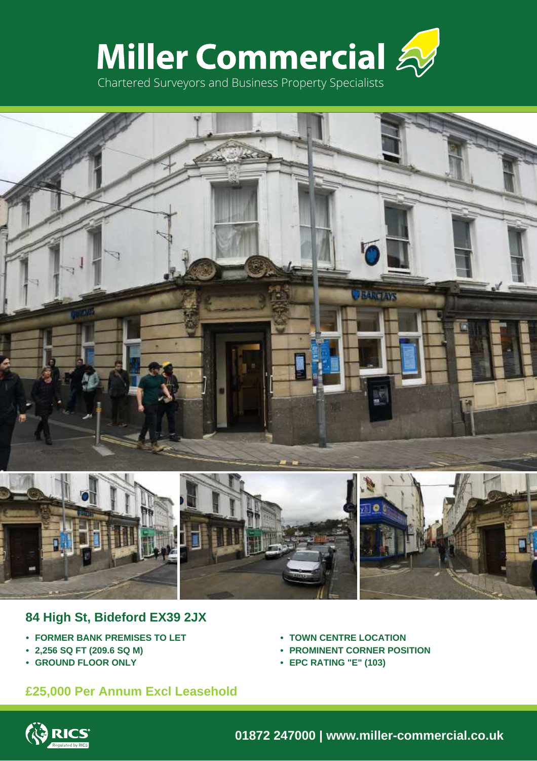# Miller Commercial

Chartered Surveyors and Business Property Specialists

## 84 High St, Bideford EX39 2JX

- FORMER BANK PREMISES TO LET
- 2,256 SQ FT (209.6 SQ M)
- GROUND FLOOR ONLY
- TOWN CENTRE LOCATION
- PROMINENT CORNER POSITION
- EPC RATING "E" (103)

### £25,000 Per Annum Excl Leasehold

RICS Regulated by RICS

**01872 247000 | www.miller-commercial.co.uk**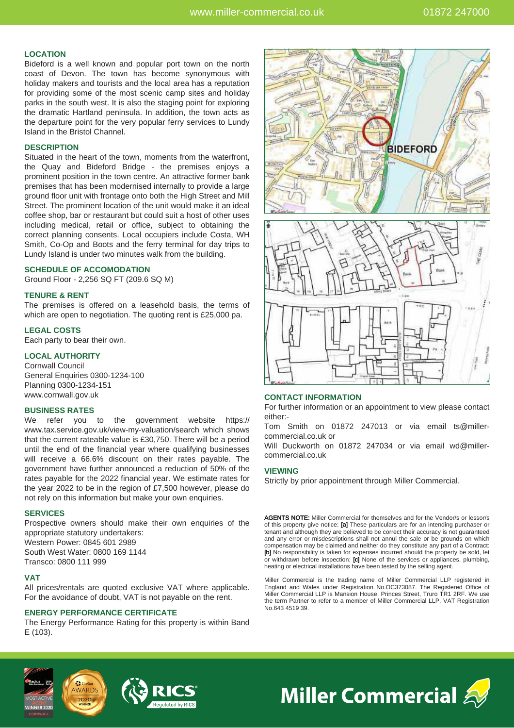## LOCATION

Bideford is a well known and popular port town on the north coast of Devon. The town has become synonymous with holiday makers and tourists and the local area has a reputation for providing some of the most scenic camp sites and holiday parks in the south west. It is also the staging point for exploring the dramatic Hartland peninsula. In addition, the town acts as the departure point for the very popular ferry services to Lundy Island in the Bristol Channel.

## DESCRIPTION

Situated in the heart of the town, moments from the waterfront, the Quay and Bideford Bridge - the premises enjoys a prominent position in the town centre. An attractive former bank premises that has been modernised internally to provide a large ground floor unit with frontage onto both the High Street and Mill Street. The prominent location of the unit would make it an ideal coffee shop, bar or restaurant but could suit a host of other uses including medical, retail or office, subject to obtaining the correct planning consents. Local occupiers include Costa, WH Smith, Co-Op and Boots and the ferry terminal for day trips to Lundy Island is under two minutes walk from the building.

## SCHEDULE OF ACCOMODATION

Ground Floor - 2,256 SQ FT (209.6 SQ M)

## TENURE & RENT

The premises is offered on a leasehold basis, the terms of which are open to negotiation. The quoting rent is £25,000 pa.

## LEGAL COSTS

Each party to bear their own.

## LOCAL AUTHORITY

Cornwall Council
General Enquiries 0300-1234-100
Planning 0300-1234-151
www.cornwall.gov.uk

## BUSINESS RATES

We refer you to the government website https://www.tax.service.gov.uk/view-my-valuation/search which shows that the current rateable value is £30,750. There will be a period until the end of the financial year where qualifying businesses will receive a 66.6% discount on their rates payable. The government have further announced a reduction of 50% of the rates payable for the 2022 financial year. We estimate rates for the year 2022 to be in the region of £7,500 however, please do not rely on this information but make your own enquiries.

## SERVICES

Prospective owners should make their own enquiries of the appropriate statutory undertakers:
Western Power: 0845 601 2989
South West Water: 0800 169 1144
Transco: 0800 111 999

## VAT

All prices/rentals are quoted exclusive VAT where applicable. For the avoidance of doubt, VAT is not payable on the rent.

## ENERGY PERFORMANCE CERTIFICATE

The Energy Performance Rating for this property is within Band E (103).

## CONTACT INFORMATION

For further information or an appointment to view please contact either:-

Tom Smith on 01872 247013 or via email ts@miller-commercial.co.uk or

Will Duckworth on 01872 247034 or via email wd@miller-commercial.co.uk

## VIEWING

Strictly by prior appointment through Miller Commercial.

**AGENTS NOTE:** Miller Commercial for themselves and for the Vendor/s or lessor/s of this property give notice: **[a]** These particulars are for an intending purchaser or tenant and although they are believed to be correct their accuracy is not guaranteed and any error or misdescriptions shall not annul the sale or be grounds on which compensation may be claimed and neither do they constitute any part of a Contract: **[b]** No responsibility is taken for expenses incurred should the property be sold, let or withdrawn before inspection: **[c]** None of the services or appliances, plumbing, heating or electrical installations have been tested by the selling agent.

Miller Commercial is the trading name of Miller Commercial LLP registered in England and Wales under Registration No.OC373087. The Registered Office of Miller Commercial LLP is Mansion House, Princes Street, Truro TR1 2RF. We use the term Partner to refer to a member of Miller Commercial LLP. VAT Registration No.643 4519 39.